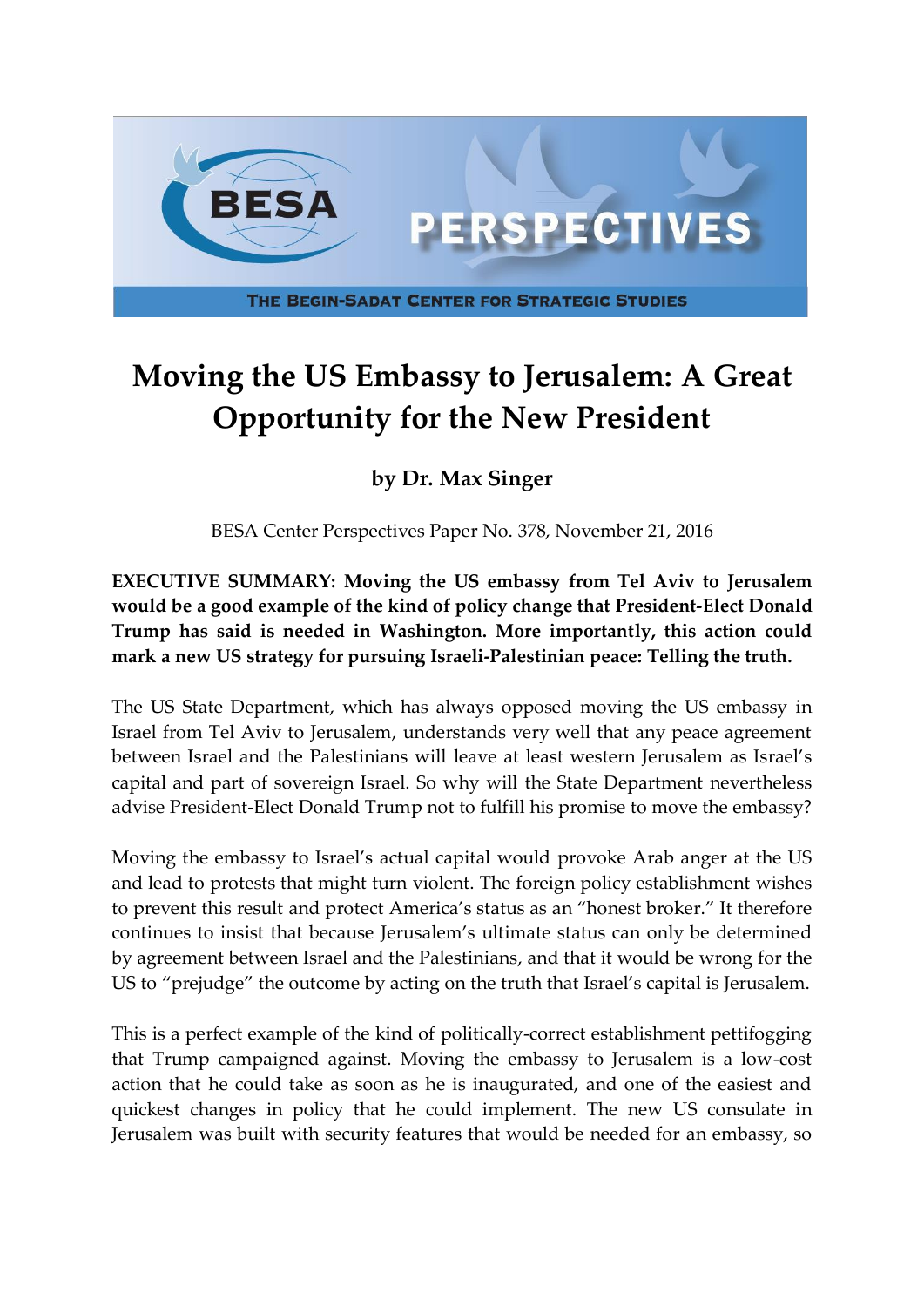# Moving the US Embassy to Jerusalem: A Great Opportunity for the New President

**by Dr. Max Singer**

BESA Center Perspectives Paper No. 378, November 21, 2016

**EXECUTIVE SUMMARY: Moving the US embassy from Tel Aviv to Jerusalem would be a good example of the kind of policy change that President-Elect Donald Trump has said is needed in Washington. More importantly, this action could mark a new US strategy for pursuing Israeli-Palestinian peace: Telling the truth.**

The US State Department, which has always opposed moving the US embassy in Israel from Tel Aviv to Jerusalem, understands very well that any peace agreement between Israel and the Palestinians will leave at least western Jerusalem as Israel's capital and part of sovereign Israel. So why will the State Department nevertheless advise President-Elect Donald Trump not to fulfill his promise to move the embassy?

Moving the embassy to Israel's actual capital would provoke Arab anger at the US and lead to protests that might turn violent. The foreign policy establishment wishes to prevent this result and protect America's status as an "honest broker." It therefore continues to insist that because Jerusalem's ultimate status can only be determined by agreement between Israel and the Palestinians, and that it would be wrong for the US to "prejudge" the outcome by acting on the truth that Israel's capital is Jerusalem.

This is a perfect example of the kind of politically-correct establishment pettifogging that Trump campaigned against. Moving the embassy to Jerusalem is a low-cost action that he could take as soon as he is inaugurated, and one of the easiest and quickest changes in policy that he could implement. The new US consulate in Jerusalem was built with security features that would be needed for an embassy, so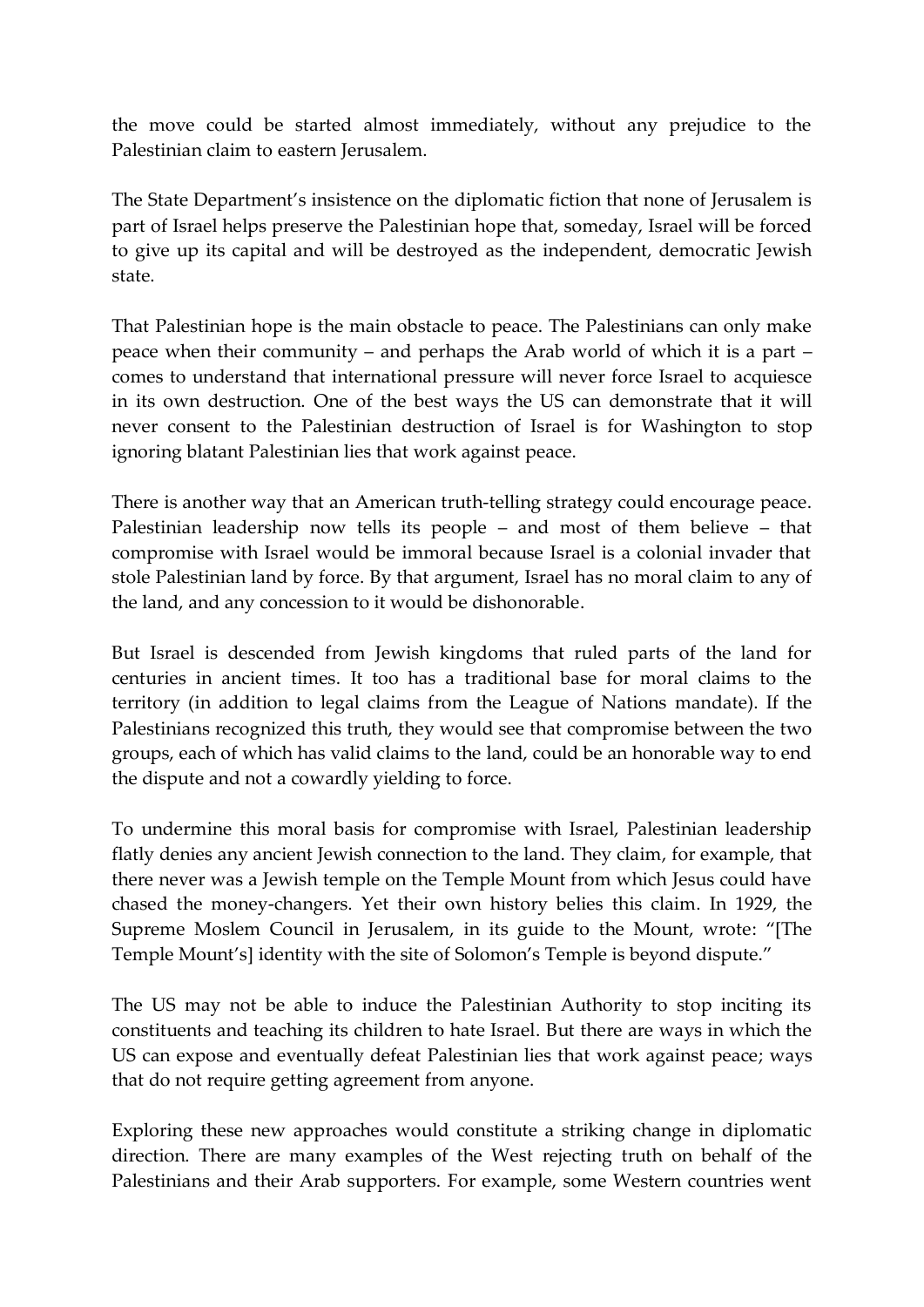the move could be started almost immediately, without any prejudice to the Palestinian claim to eastern Jerusalem.

The State Department's insistence on the diplomatic fiction that none of Jerusalem is part of Israel helps preserve the Palestinian hope that, someday, Israel will be forced to give up its capital and will be destroyed as the independent, democratic Jewish state.

That Palestinian hope is the main obstacle to peace. The Palestinians can only make peace when their community – and perhaps the Arab world of which it is a part – comes to understand that international pressure will never force Israel to acquiesce in its own destruction. One of the best ways the US can demonstrate that it will never consent to the Palestinian destruction of Israel is for Washington to stop ignoring blatant Palestinian lies that work against peace.

There is another way that an American truth-telling strategy could encourage peace. Palestinian leadership now tells its people – and most of them believe – that compromise with Israel would be immoral because Israel is a colonial invader that stole Palestinian land by force. By that argument, Israel has no moral claim to any of the land, and any concession to it would be dishonorable.

But Israel is descended from Jewish kingdoms that ruled parts of the land for centuries in ancient times. It too has a traditional base for moral claims to the territory (in addition to legal claims from the League of Nations mandate). If the Palestinians recognized this truth, they would see that compromise between the two groups, each of which has valid claims to the land, could be an honorable way to end the dispute and not a cowardly yielding to force.

To undermine this moral basis for compromise with Israel, Palestinian leadership flatly denies any ancient Jewish connection to the land. They claim, for example, that there never was a Jewish temple on the Temple Mount from which Jesus could have chased the money-changers. Yet their own history belies this claim. In 1929, the Supreme Moslem Council in Jerusalem, in its guide to the Mount, wrote: "[The Temple Mount's] identity with the site of Solomon's Temple is beyond dispute."

The US may not be able to induce the Palestinian Authority to stop inciting its constituents and teaching its children to hate Israel. But there are ways in which the US can expose and eventually defeat Palestinian lies that work against peace; ways that do not require getting agreement from anyone.

Exploring these new approaches would constitute a striking change in diplomatic direction. There are many examples of the West rejecting truth on behalf of the Palestinians and their Arab supporters. For example, some Western countries went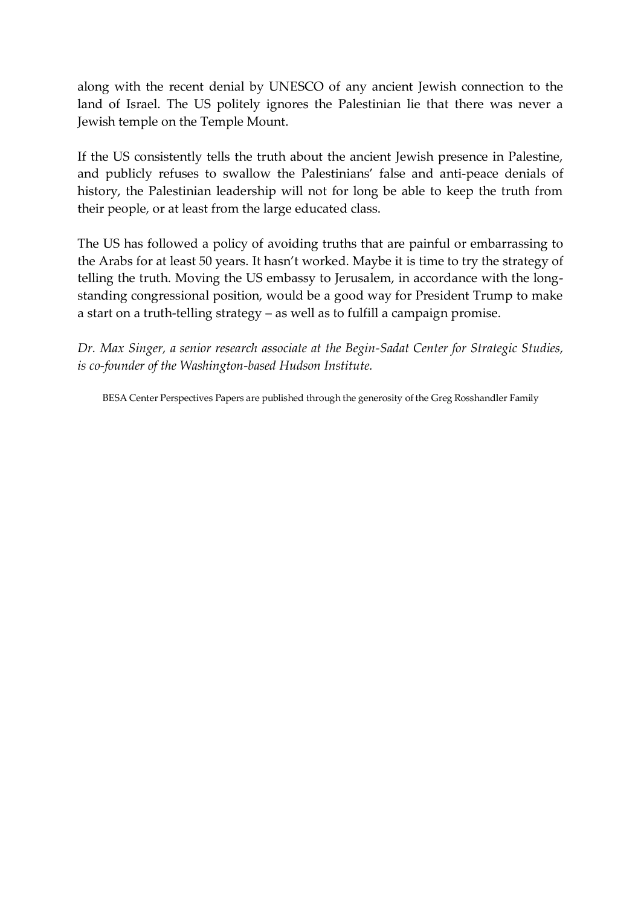along with the recent denial by UNESCO of any ancient Jewish connection to the land of Israel. The US politely ignores the Palestinian lie that there was never a Jewish temple on the Temple Mount.

If the US consistently tells the truth about the ancient Jewish presence in Palestine, and publicly refuses to swallow the Palestinians' false and anti-peace denials of history, the Palestinian leadership will not for long be able to keep the truth from their people, or at least from the large educated class.

The US has followed a policy of avoiding truths that are painful or embarrassing to the Arabs for at least 50 years. It hasn't worked. Maybe it is time to try the strategy of telling the truth. Moving the US embassy to Jerusalem, in accordance with the long-standing congressional position, would be a good way for President Trump to make a start on a truth-telling strategy – as well as to fulfill a campaign promise.

*Dr. Max Singer, a senior research associate at the Begin-Sadat Center for Strategic Studies, is co-founder of the Washington-based Hudson Institute.*

BESA Center Perspectives Papers are published through the generosity of the Greg Rosshandler Family